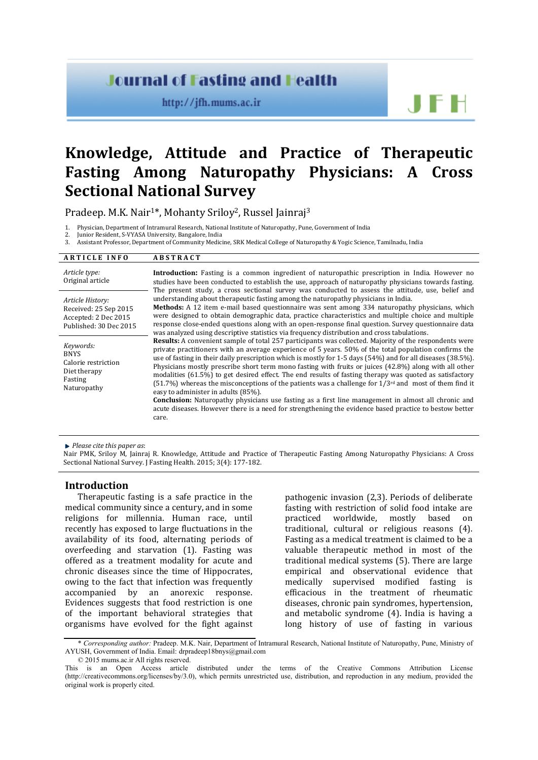# Knowledge, Attitude and Practice of Therapeutic Fasting Among Naturopathy Physicians: A Cross Sectional National Survey

Pradeep. M.K. Nair[1]*, Mohanty Sriloy[2], Russel Jainraj[3]

1. Physician, Department of Intramural Research, National Institute of Naturopathy, Pune, Government of India
2. Junior Resident, S-VYASA University, Bangalore, India
3. Assistant Professor, Department of Community Medicine, SRK Medical College of Naturopathy & Yogic Science, Tamilnadu, India

**ARTICLE INFO**

*Article type:*
Original article

*Article History:*
Received: 25 Sep 2015
Accepted: 2 Dec 2015
Published: 30 Dec 2015

*Keywords:*
BNYS
Calorie restriction
Diet therapy
Fasting
Naturopathy

**ABSTRACT**

**Introduction:** Fasting is a common ingredient of naturopathic prescription in India. However no studies have been conducted to establish the use, approach of naturopathy physicians towards fasting. The present study, a cross sectional survey was conducted to assess the attitude, use, belief and understanding about therapeutic fasting among the naturopathy physicians in India.

**Methods:** A 12 item e-mail based questionnaire was sent among 334 naturopathy physicians, which were designed to obtain demographic data, practice characteristics and multiple choice and multiple response close-ended questions along with an open-response final question. Survey questionnaire data was analyzed using descriptive statistics via frequency distribution and cross tabulations.

**Results:** A convenient sample of total 257 participants was collected. Majority of the respondents were private practitioners with an average experience of 5 years. 50% of the total population confirms the use of fasting in their daily prescription which is mostly for 1-5 days (54%) and for all diseases (38.5%). Physicians mostly prescribe short term mono fasting with fruits or juices (42.8%) along with all other modalities (61.5%) to get desired effect. The end results of fasting therapy was quoted as satisfactory (51.7%) whereas the misconceptions of the patients was a challenge for 1/3rd and most of them find it easy to administer in adults (85%).

**Conclusion:** Naturopathy physicians use fasting as a first line management in almost all chronic and acute diseases. However there is a need for strengthening the evidence based practice to bestow better care.

*Please cite this paper as*:
Nair PMK, Sriloy M, Jainraj R. Knowledge, Attitude and Practice of Therapeutic Fasting Among Naturopathy Physicians: A Cross Sectional National Survey. J Fasting Health. 2015; 3(4): 177-182.

## Introduction

Therapeutic fasting is a safe practice in the medical community since a century, and in some religions for millennia. Human race, until recently has exposed to large fluctuations in the availability of its food, alternating periods of overfeeding and starvation (1). Fasting was offered as a treatment modality for acute and chronic diseases since the time of Hippocrates, owing to the fact that infection was frequently accompanied by an anorexic response. Evidences suggests that food restriction is one of the important behavioral strategies that organisms have evolved for the fight against pathogenic invasion (2,3). Periods of deliberate fasting with restriction of solid food intake are practiced worldwide, mostly based on traditional, cultural or religious reasons (4). Fasting as a medical treatment is claimed to be a valuable therapeutic method in most of the traditional medical systems (5). There are large empirical and observational evidence that medically supervised modified fasting is efficacious in the treatment of rheumatic diseases, chronic pain syndromes, hypertension, and metabolic syndrome (4). India is having a long history of use of fasting in various

\* *Corresponding author:* Pradeep. M.K. Nair, Department of Intramural Research, National Institute of Naturopathy, Pune, Ministry of AYUSH, Government of India. Email: drpradeep18bnys@gmail.com

© 2015 mums.ac.ir All rights reserved.

This is an Open Access article distributed under the terms of the Creative Commons Attribution License (http://creativecommons.org/licenses/by/3.0), which permits unrestricted use, distribution, and reproduction in any medium, provided the original work is properly cited.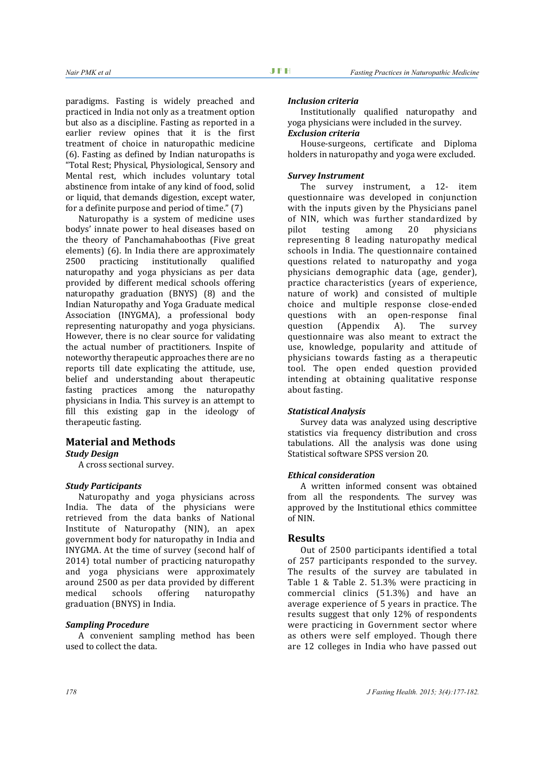paradigms. Fasting is widely preached and practiced in India not only as a treatment option but also as a discipline. Fasting as reported in a earlier review opines that it is the first treatment of choice in naturopathic medicine (6). Fasting as defined by Indian naturopaths is "Total Rest; Physical, Physiological, Sensory and Mental rest, which includes voluntary total abstinence from intake of any kind of food, solid or liquid, that demands digestion, except water, for a definite purpose and period of time." (7)

Naturopathy is a system of medicine uses bodys' innate power to heal diseases based on the theory of Panchamahaboothas (Five great elements) (6). In India there are approximately 2500 practicing institutionally qualified naturopathy and yoga physicians as per data provided by different medical schools offering naturopathy graduation (BNYS) (8) and the Indian Naturopathy and Yoga Graduate medical Association (INYGMA), a professional body representing naturopathy and yoga physicians. However, there is no clear source for validating the actual number of practitioners. Inspite of noteworthy therapeutic approaches there are no reports till date explicating the attitude, use, belief and understanding about therapeutic fasting practices among the naturopathy physicians in India. This survey is an attempt to fill this existing gap in the ideology of therapeutic fasting.

## Material and Methods

### *Study Design*

A cross sectional survey.

### *Study Participants*

Naturopathy and yoga physicians across India. The data of the physicians were retrieved from the data banks of National Institute of Naturopathy (NIN), an apex government body for naturopathy in India and INYGMA. At the time of survey (second half of 2014) total number of practicing naturopathy and yoga physicians were approximately around 2500 as per data provided by different medical schools offering naturopathy graduation (BNYS) in India.

### *Sampling Procedure*

A convenient sampling method has been used to collect the data.

### *Inclusion criteria*

Institutionally qualified naturopathy and yoga physicians were included in the survey.

### *Exclusion criteria*

House-surgeons, certificate and Diploma holders in naturopathy and yoga were excluded.

### *Survey Instrument*

The survey instrument, a 12- item questionnaire was developed in conjunction with the inputs given by the Physicians panel of NIN, which was further standardized by pilot testing among 20 physicians representing 8 leading naturopathy medical schools in India. The questionnaire contained questions related to naturopathy and yoga physicians demographic data (age, gender), practice characteristics (years of experience, nature of work) and consisted of multiple choice and multiple response close-ended questions with an open-response final question (Appendix A). The survey questionnaire was also meant to extract the use, knowledge, popularity and attitude of physicians towards fasting as a therapeutic tool. The open ended question provided intending at obtaining qualitative response about fasting.

### *Statistical Analysis*

Survey data was analyzed using descriptive statistics via frequency distribution and cross tabulations. All the analysis was done using Statistical software SPSS version 20.

### *Ethical consideration*

A written informed consent was obtained from all the respondents. The survey was approved by the Institutional ethics committee of NIN.

## Results

Out of 2500 participants identified a total of 257 participants responded to the survey. The results of the survey are tabulated in Table 1 & Table 2. 51.3% were practicing in commercial clinics (51.3%) and have an average experience of 5 years in practice. The results suggest that only 12% of respondents were practicing in Government sector where as others were self employed. Though there are 12 colleges in India who have passed out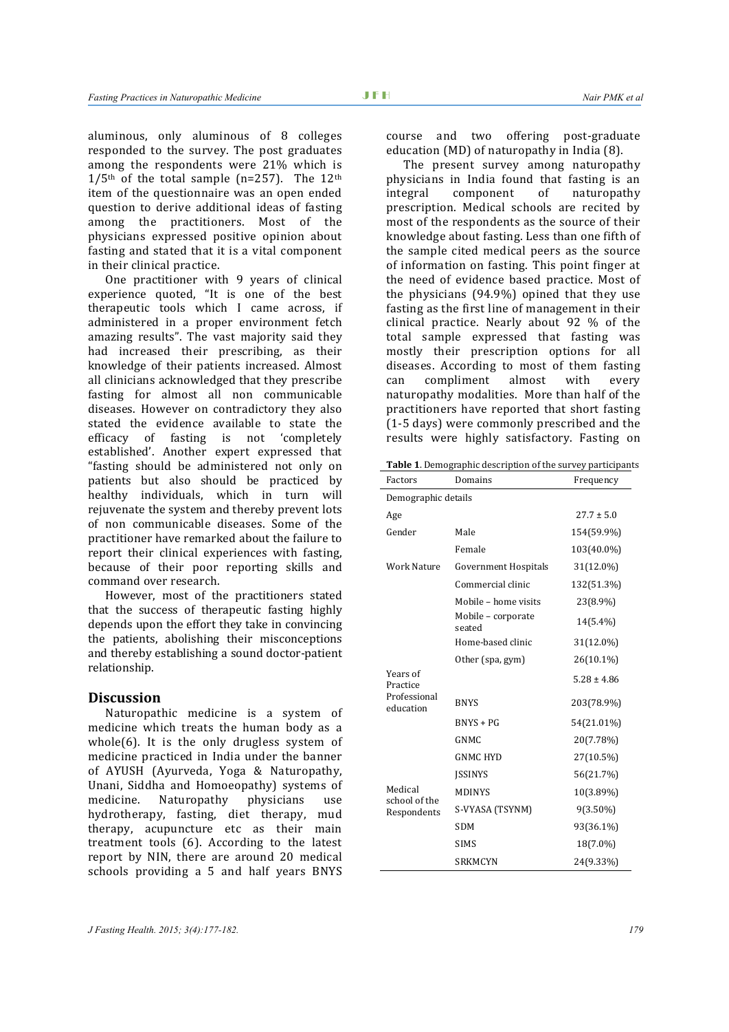aluminous, only aluminous of 8 colleges responded to the survey. The post graduates among the respondents were 21% which is $1/5^{th}$ of the total sample (n=257). The $12^{th}$ item of the questionnaire was an open ended question to derive additional ideas of fasting among the practitioners. Most of the physicians expressed positive opinion about fasting and stated that it is a vital component in their clinical practice.

One practitioner with 9 years of clinical experience quoted, "It is one of the best therapeutic tools which I came across, if administered in a proper environment fetch amazing results". The vast majority said they had increased their prescribing, as their knowledge of their patients increased. Almost all clinicians acknowledged that they prescribe fasting for almost all non communicable diseases. However on contradictory they also stated the evidence available to state the efficacy of fasting is not 'completely established'. Another expert expressed that "fasting should be administered not only on patients but also should be practiced by healthy individuals, which in turn will rejuvenate the system and thereby prevent lots of non communicable diseases. Some of the practitioner have remarked about the failure to report their clinical experiences with fasting, because of their poor reporting skills and command over research.

However, most of the practitioners stated that the success of therapeutic fasting highly depends upon the effort they take in convincing the patients, abolishing their misconceptions and thereby establishing a sound doctor-patient relationship.

## Discussion

Naturopathic medicine is a system of medicine which treats the human body as a whole(6). It is the only drugless system of medicine practiced in India under the banner of AYUSH (Ayurveda, Yoga & Naturopathy, Unani, Siddha and Homoeopathy) systems of medicine. Naturopathy physicians use hydrotherapy, fasting, diet therapy, mud therapy, acupuncture etc as their main treatment tools (6). According to the latest report by NIN, there are around 20 medical schools providing a 5 and half years BNYS course and two offering post-graduate education (MD) of naturopathy in India (8).

The present survey among naturopathy physicians in India found that fasting is an integral component of naturopathy prescription. Medical schools are recited by most of the respondents as the source of their knowledge about fasting. Less than one fifth of the sample cited medical peers as the source of information on fasting. This point finger at the need of evidence based practice. Most of the physicians (94.9%) opined that they use fasting as the first line of management in their clinical practice. Nearly about 92 % of the total sample expressed that fasting was mostly their prescription options for all diseases. According to most of them fasting can compliment almost with every naturopathy modalities. More than half of the practitioners have reported that short fasting (1-5 days) were commonly prescribed and the results were highly satisfactory. Fasting on

**Table 1**. Demographic description of the survey participants

| Factors | Domains | Frequency |
|---|---|---|
| Demographic details | | |
| Age | | 27.7 ± 5.0 |
| Gender | Male | 154(59.9%) |
| | Female | 103(40.0%) |
| Work Nature | Government Hospitals | 31(12.0%) |
| | Commercial clinic | 132(51.3%) |
| | Mobile – home visits | 23(8.9%) |
| | Mobile – corporate seated | 14(5.4%) |
| | Home-based clinic | 31(12.0%) |
| | Other (spa, gym) | 26(10.1%) |
| Years of Practice | | 5.28 ± 4.86 |
| Professional education | BNYS | 203(78.9%) |
| | BNYS + PG | 54(21.01%) |
| Medical school of the Respondents | GNMC | 20(7.78%) |
| | GNMC HYD | 27(10.5%) |
| | JSSINYS | 56(21.7%) |
| | MDINYS | 10(3.89%) |
| | S-VYASA (TSYNM) | 9(3.50%) |
| | SDM | 93(36.1%) |
| | SIMS | 18(7.0%) |
| | SRKMCYN | 24(9.33%) |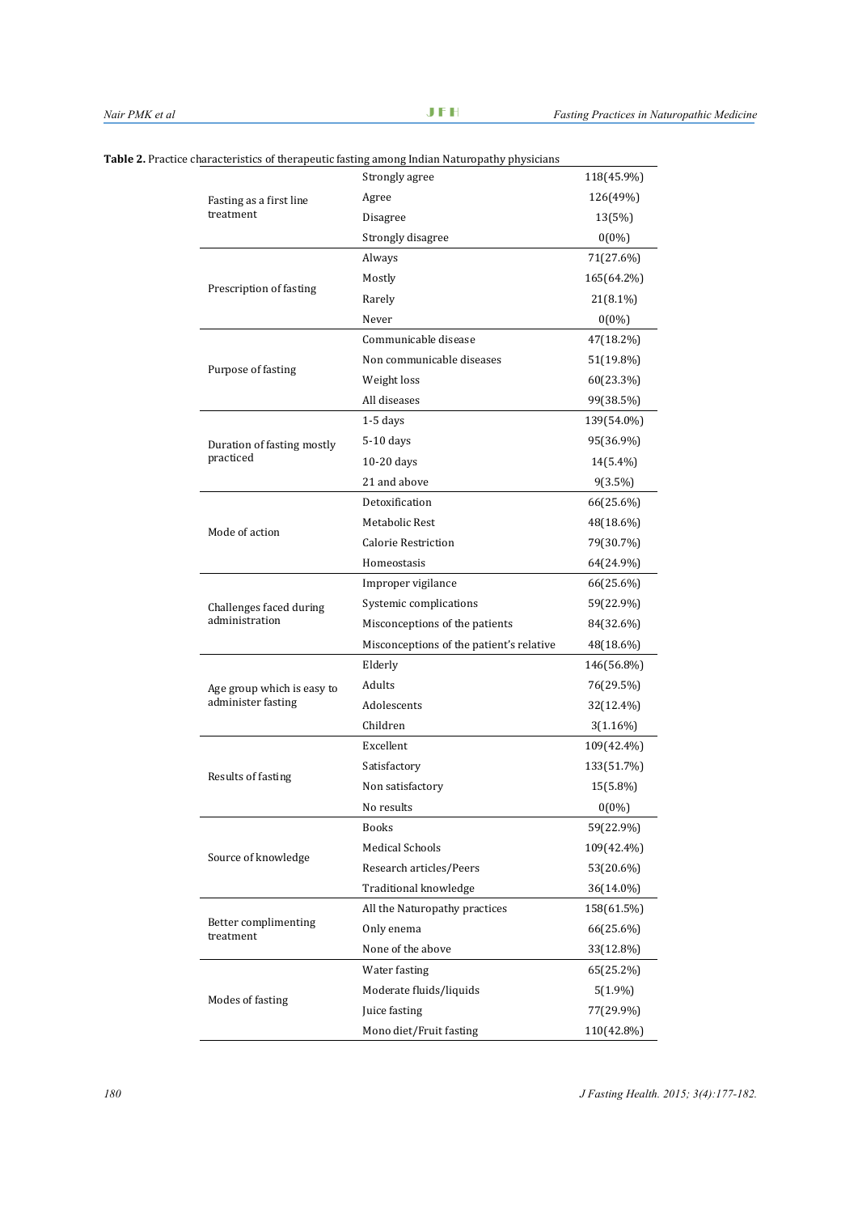**Table 2.** Practice characteristics of therapeutic fasting among Indian Naturopathy physicians

| | | |
|---|---|---|
| Fasting as a first line treatment | Strongly agree | 118(45.9%) |
| | Agree | 126(49%) |
| | Disagree | 13(5%) |
| | Strongly disagree | 0(0%) |
| Prescription of fasting | Always | 71(27.6%) |
| | Mostly | 165(64.2%) |
| | Rarely | 21(8.1%) |
| | Never | 0(0%) |
| Purpose of fasting | Communicable disease | 47(18.2%) |
| | Non communicable diseases | 51(19.8%) |
| | Weight loss | 60(23.3%) |
| | All diseases | 99(38.5%) |
| Duration of fasting mostly practiced | 1-5 days | 139(54.0%) |
| | 5-10 days | 95(36.9%) |
| | 10-20 days | 14(5.4%) |
| | 21 and above | 9(3.5%) |
| Mode of action | Detoxification | 66(25.6%) |
| | Metabolic Rest | 48(18.6%) |
| | Calorie Restriction | 79(30.7%) |
| | Homeostasis | 64(24.9%) |
| Challenges faced during administration | Improper vigilance | 66(25.6%) |
| | Systemic complications | 59(22.9%) |
| | Misconceptions of the patients | 84(32.6%) |
| | Misconceptions of the patient's relative | 48(18.6%) |
| Age group which is easy to administer fasting | Elderly | 146(56.8%) |
| | Adults | 76(29.5%) |
| | Adolescents | 32(12.4%) |
| | Children | 3(1.16%) |
| Results of fasting | Excellent | 109(42.4%) |
| | Satisfactory | 133(51.7%) |
| | Non satisfactory | 15(5.8%) |
| | No results | 0(0%) |
| Source of knowledge | Books | 59(22.9%) |
| | Medical Schools | 109(42.4%) |
| | Research articles/Peers | 53(20.6%) |
| | Traditional knowledge | 36(14.0%) |
| Better complimenting treatment | All the Naturopathy practices | 158(61.5%) |
| | Only enema | 66(25.6%) |
| | None of the above | 33(12.8%) |
| Modes of fasting | Water fasting | 65(25.2%) |
| | Moderate fluids/liquids | 5(1.9%) |
| | Juice fasting | 77(29.9%) |
| | Mono diet/Fruit fasting | 110(42.8%) |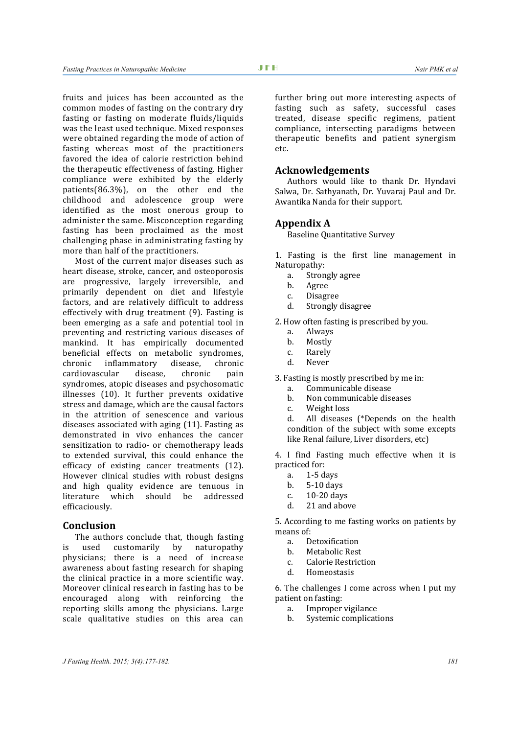fruits and juices has been accounted as the common modes of fasting on the contrary dry fasting or fasting on moderate fluids/liquids was the least used technique. Mixed responses were obtained regarding the mode of action of fasting whereas most of the practitioners favored the idea of calorie restriction behind the therapeutic effectiveness of fasting. Higher compliance were exhibited by the elderly patients(86.3%), on the other end the childhood and adolescence group were identified as the most onerous group to administer the same. Misconception regarding fasting has been proclaimed as the most challenging phase in administrating fasting by more than half of the practitioners.

Most of the current major diseases such as heart disease, stroke, cancer, and osteoporosis are progressive, largely irreversible, and primarily dependent on diet and lifestyle factors, and are relatively difficult to address effectively with drug treatment (9). Fasting is been emerging as a safe and potential tool in preventing and restricting various diseases of mankind. It has empirically documented beneficial effects on metabolic syndromes, chronic inflammatory disease, chronic cardiovascular disease, chronic pain syndromes, atopic diseases and psychosomatic illnesses (10). It further prevents oxidative stress and damage, which are the causal factors in the attrition of senescence and various diseases associated with aging (11). Fasting as demonstrated in vivo enhances the cancer sensitization to radio- or chemotherapy leads to extended survival, this could enhance the efficacy of existing cancer treatments (12). However clinical studies with robust designs and high quality evidence are tenuous in literature which should be addressed efficaciously.

## Conclusion

The authors conclude that, though fasting is used customarily by naturopathy physicians; there is a need of increase awareness about fasting research for shaping the clinical practice in a more scientific way. Moreover clinical research in fasting has to be encouraged along with reinforcing the reporting skills among the physicians. Large scale qualitative studies on this area can further bring out more interesting aspects of fasting such as safety, successful cases treated, disease specific regimens, patient compliance, intersecting paradigms between therapeutic benefits and patient synergism etc.

## Acknowledgements

Authors would like to thank Dr. Hyndavi Salwa, Dr. Sathyanath, Dr. Yuvaraj Paul and Dr. Awantika Nanda for their support.

## Appendix A

Baseline Quantitative Survey

1. Fasting is the first line management in Naturopathy:
   a. Strongly agree
   b. Agree
   c. Disagree
   d. Strongly disagree

2. How often fasting is prescribed by you.
   a. Always
   b. Mostly
   c. Rarely
   d. Never

3. Fasting is mostly prescribed by me in:
   a. Communicable disease
   b. Non communicable diseases
   c. Weight loss
   d. All diseases (*Depends on the health condition of the subject with some excepts like Renal failure, Liver disorders, etc)

4. I find Fasting much effective when it is practiced for:
   a. 1-5 days
   b. 5-10 days
   c. 10-20 days
   d. 21 and above

5. According to me fasting works on patients by means of:
   a. Detoxification
   b. Metabolic Rest
   c. Calorie Restriction
   d. Homeostasis

6. The challenges I come across when I put my patient on fasting:
   a. Improper vigilance
   b. Systemic complications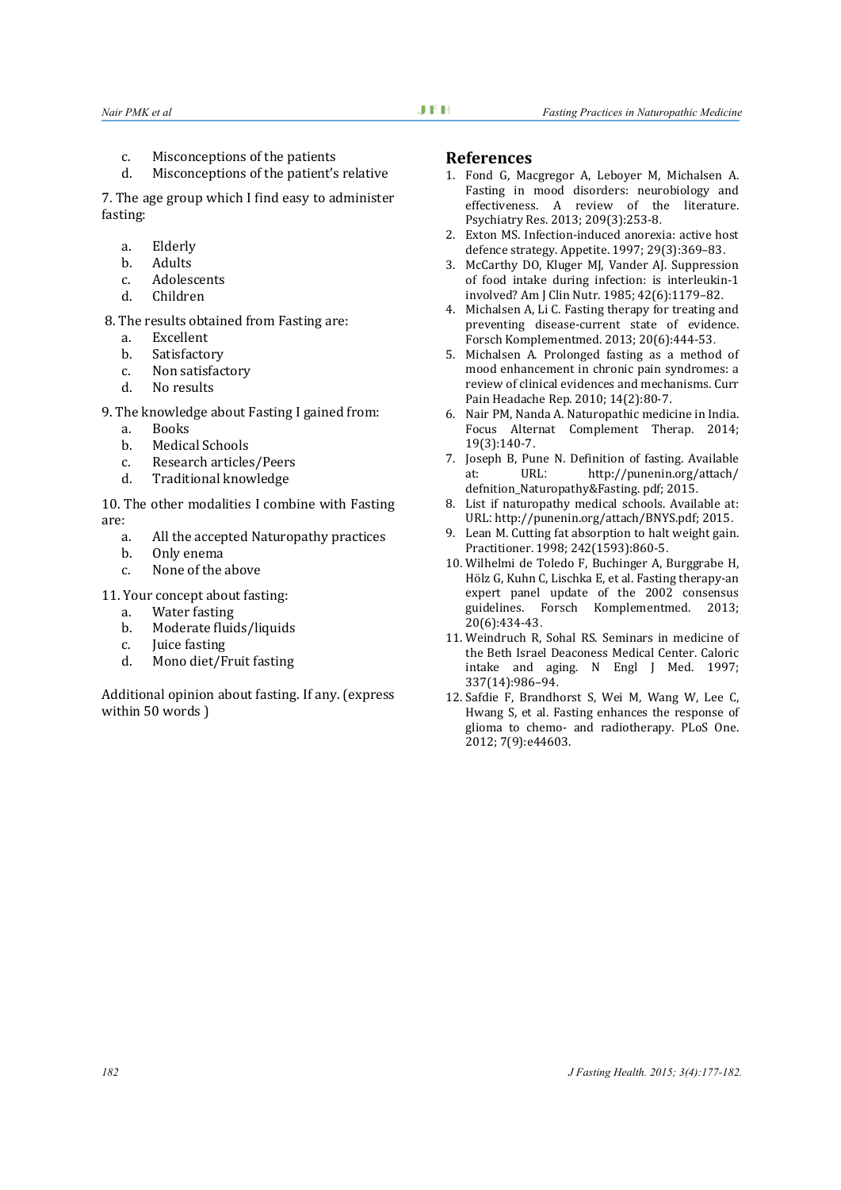c. Misconceptions of the patients
d. Misconceptions of the patient's relative

7. The age group which I find easy to administer fasting:

a. Elderly
b. Adults
c. Adolescents
d. Children

8. The results obtained from Fasting are:

a. Excellent
b. Satisfactory
c. Non satisfactory
d. No results

9. The knowledge about Fasting I gained from:

a. Books
b. Medical Schools
c. Research articles/Peers
d. Traditional knowledge

10. The other modalities I combine with Fasting are:

a. All the accepted Naturopathy practices
b. Only enema
c. None of the above

11. Your concept about fasting:

a. Water fasting
b. Moderate fluids/liquids
c. Juice fasting
d. Mono diet/Fruit fasting

Additional opinion about fasting. If any. (express within 50 words )

## References

1. Fond G, Macgregor A, Leboyer M, Michalsen A. Fasting in mood disorders: neurobiology and effectiveness. A review of the literature. Psychiatry Res. 2013; 209(3):253-8.
2. Exton MS. Infection-induced anorexia: active host defence strategy. Appetite. 1997; 29(3):369–83.
3. McCarthy DO, Kluger MJ, Vander AJ. Suppression of food intake during infection: is interleukin-1 involved? Am J Clin Nutr. 1985; 42(6):1179–82.
4. Michalsen A, Li C. Fasting therapy for treating and preventing disease-current state of evidence. Forsch Komplementmed. 2013; 20(6):444-53.
5. Michalsen A. Prolonged fasting as a method of mood enhancement in chronic pain syndromes: a review of clinical evidences and mechanisms. Curr Pain Headache Rep. 2010; 14(2):80-7.
6. Nair PM, Nanda A. Naturopathic medicine in India. Focus Alternat Complement Therap. 2014; 19(3):140-7.
7. Joseph B, Pune N. Definition of fasting. Available at: URL: http://punenin.org/attach/defnition_Naturopathy&Fasting. pdf; 2015.
8. List if naturopathy medical schools. Available at: URL: http://punenin.org/attach/BNYS.pdf; 2015.
9. Lean M. Cutting fat absorption to halt weight gain. Practitioner. 1998; 242(1593):860-5.
10. Wilhelmi de Toledo F, Buchinger A, Burggrabe H, Hölz G, Kuhn C, Lischka E, et al. Fasting therapy-an expert panel update of the 2002 consensus guidelines. Forsch Komplementmed. 2013; 20(6):434-43.
11. Weindruch R, Sohal RS. Seminars in medicine of the Beth Israel Deaconess Medical Center. Caloric intake and aging. N Engl J Med. 1997; 337(14):986–94.
12. Safdie F, Brandhorst S, Wei M, Wang W, Lee C, Hwang S, et al. Fasting enhances the response of glioma to chemo- and radiotherapy. PLoS One. 2012; 7(9):e44603.